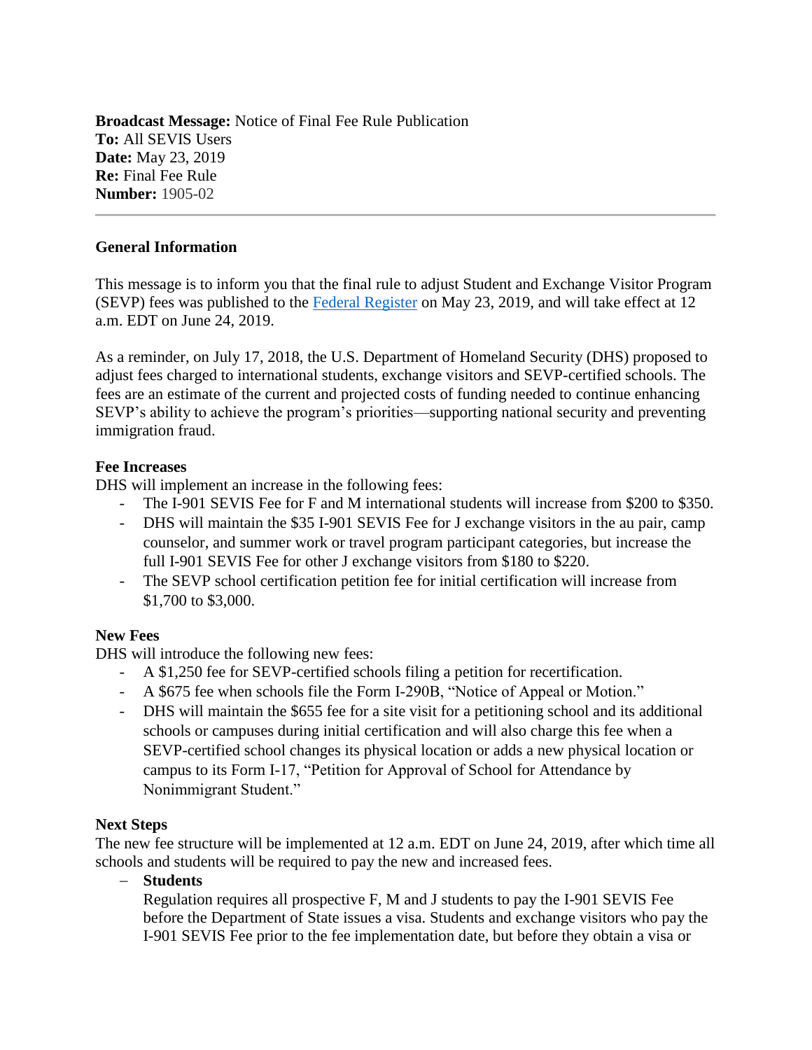**Broadcast Message:** Notice of Final Fee Rule Publication
**To:** All SEVIS Users
**Date:** May 23, 2019
**Re:** Final Fee Rule
**Number:** 1905-02

---

**General Information**

This message is to inform you that the final rule to adjust Student and Exchange Visitor Program (SEVP) fees was published to the Federal Register on May 23, 2019, and will take effect at 12 a.m. EDT on June 24, 2019.

As a reminder, on July 17, 2018, the U.S. Department of Homeland Security (DHS) proposed to adjust fees charged to international students, exchange visitors and SEVP-certified schools. The fees are an estimate of the current and projected costs of funding needed to continue enhancing SEVP's ability to achieve the program's priorities—supporting national security and preventing immigration fraud.

**Fee Increases**

DHS will implement an increase in the following fees:

- The I-901 SEVIS Fee for F and M international students will increase from $200 to $350.
- DHS will maintain the $35 I-901 SEVIS Fee for J exchange visitors in the au pair, camp counselor, and summer work or travel program participant categories, but increase the full I-901 SEVIS Fee for other J exchange visitors from $180 to $220.
- The SEVP school certification petition fee for initial certification will increase from $1,700 to $3,000.

**New Fees**

DHS will introduce the following new fees:

- A $1,250 fee for SEVP-certified schools filing a petition for recertification.
- A $675 fee when schools file the Form I-290B, "Notice of Appeal or Motion."
- DHS will maintain the $655 fee for a site visit for a petitioning school and its additional schools or campuses during initial certification and will also charge this fee when a SEVP-certified school changes its physical location or adds a new physical location or campus to its Form I-17, "Petition for Approval of School for Attendance by Nonimmigrant Student."

**Next Steps**

The new fee structure will be implemented at 12 a.m. EDT on June 24, 2019, after which time all schools and students will be required to pay the new and increased fees.

- **Students**
  Regulation requires all prospective F, M and J students to pay the I-901 SEVIS Fee before the Department of State issues a visa. Students and exchange visitors who pay the I-901 SEVIS Fee prior to the fee implementation date, but before they obtain a visa or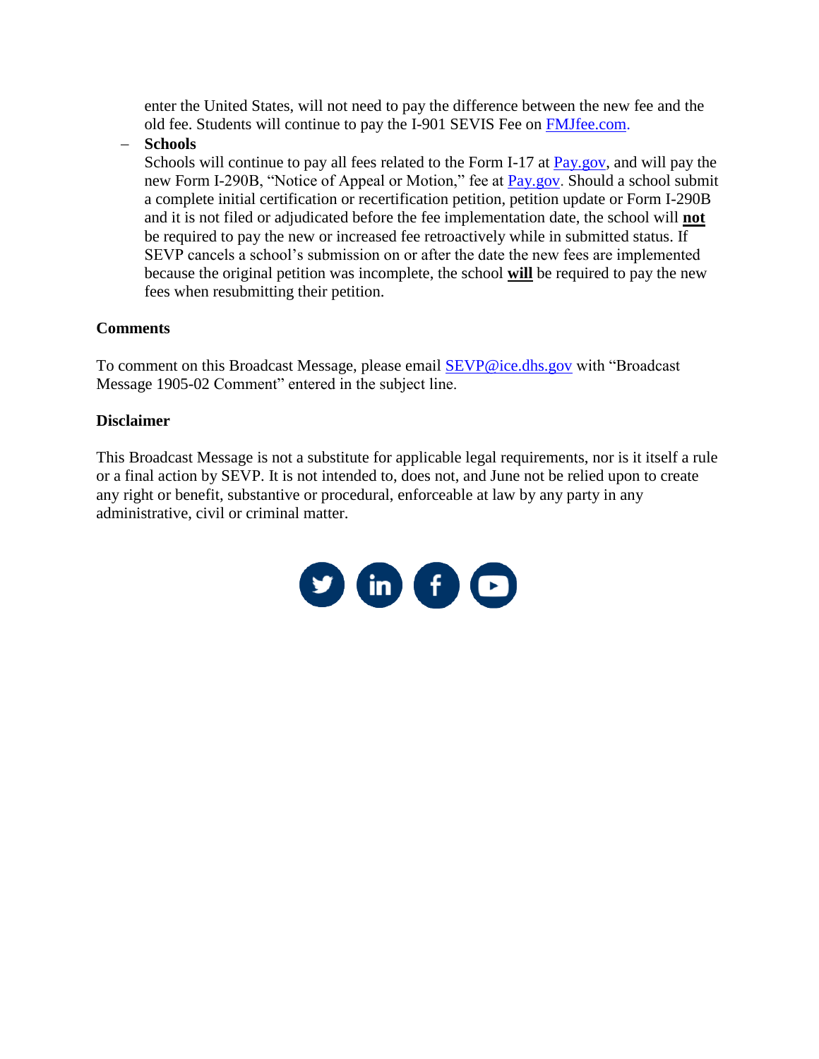enter the United States, will not need to pay the difference between the new fee and the old fee. Students will continue to pay the I-901 SEVIS Fee on [FMJfee.com](FMJfee.com).

- **Schools**

  Schools will continue to pay all fees related to the Form I-17 at [Pay.gov](Pay.gov), and will pay the new Form I-290B, "Notice of Appeal or Motion," fee at [Pay.gov](Pay.gov). Should a school submit a complete initial certification or recertification petition, petition update or Form I-290B and it is not filed or adjudicated before the fee implementation date, the school will **not** be required to pay the new or increased fee retroactively while in submitted status. If SEVP cancels a school's submission on or after the date the new fees are implemented because the original petition was incomplete, the school **will** be required to pay the new fees when resubmitting their petition.

**Comments**

To comment on this Broadcast Message, please email [SEVP@ice.dhs.gov](mailto:SEVP@ice.dhs.gov) with "Broadcast Message 1905-02 Comment" entered in the subject line.

**Disclaimer**

This Broadcast Message is not a substitute for applicable legal requirements, nor is it itself a rule or a final action by SEVP. It is not intended to, does not, and June not be relied upon to create any right or benefit, substantive or procedural, enforceable at law by any party in any administrative, civil or criminal matter.